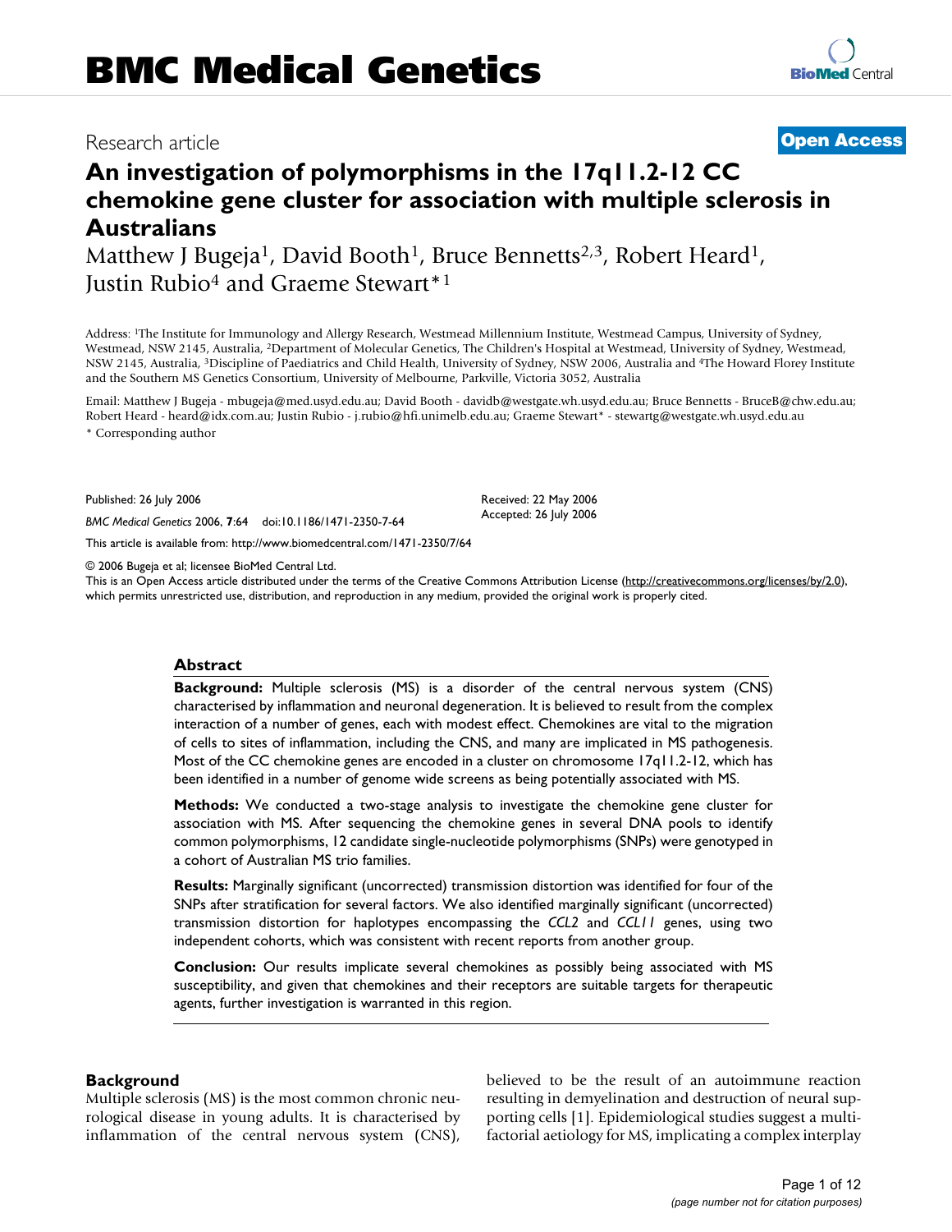BMC Medical Genetics

Research article

**Open Access**

# An investigation of polymorphisms in the 17q11.2-12 CC chemokine gene cluster for association with multiple sclerosis in Australians

Matthew J Bugeja[1], David Booth[1], Bruce Bennetts[2,3], Robert Heard[1], Justin Rubio[4] and Graeme Stewart*[1]

Address: [1]The Institute for Immunology and Allergy Research, Westmead Millennium Institute, Westmead Campus, University of Sydney, Westmead, NSW 2145, Australia, [2]Department of Molecular Genetics, The Children's Hospital at Westmead, University of Sydney, Westmead, NSW 2145, Australia, [3]Discipline of Paediatrics and Child Health, University of Sydney, NSW 2006, Australia and [4]The Howard Florey Institute and the Southern MS Genetics Consortium, University of Melbourne, Parkville, Victoria 3052, Australia

Email: Matthew J Bugeja - mbugeja@med.usyd.edu.au; David Booth - davidb@westgate.wh.usyd.edu.au; Bruce Bennetts - BruceB@chw.edu.au; Robert Heard - heard@idx.com.au; Justin Rubio - j.rubio@hfi.unimelb.edu.au; Graeme Stewart* - stewartg@westgate.wh.usyd.edu.au

* Corresponding author

Published: 26 July 2006

*BMC Medical Genetics* 2006, **7**:64 doi:10.1186/1471-2350-7-64

Received: 22 May 2006
Accepted: 26 July 2006

This article is available from: http://www.biomedcentral.com/1471-2350/7/64

© 2006 Bugeja et al; licensee BioMed Central Ltd.
This is an Open Access article distributed under the terms of the Creative Commons Attribution License (http://creativecommons.org/licenses/by/2.0), which permits unrestricted use, distribution, and reproduction in any medium, provided the original work is properly cited.

## Abstract

**Background:** Multiple sclerosis (MS) is a disorder of the central nervous system (CNS) characterised by inflammation and neuronal degeneration. It is believed to result from the complex interaction of a number of genes, each with modest effect. Chemokines are vital to the migration of cells to sites of inflammation, including the CNS, and many are implicated in MS pathogenesis. Most of the CC chemokine genes are encoded in a cluster on chromosome 17q11.2-12, which has been identified in a number of genome wide screens as being potentially associated with MS.

**Methods:** We conducted a two-stage analysis to investigate the chemokine gene cluster for association with MS. After sequencing the chemokine genes in several DNA pools to identify common polymorphisms, 12 candidate single-nucleotide polymorphisms (SNPs) were genotyped in a cohort of Australian MS trio families.

**Results:** Marginally significant (uncorrected) transmission distortion was identified for four of the SNPs after stratification for several factors. We also identified marginally significant (uncorrected) transmission distortion for haplotypes encompassing the *CCL2* and *CCL11* genes, using two independent cohorts, which was consistent with recent reports from another group.

**Conclusion:** Our results implicate several chemokines as possibly being associated with MS susceptibility, and given that chemokines and their receptors are suitable targets for therapeutic agents, further investigation is warranted in this region.

## Background

Multiple sclerosis (MS) is the most common chronic neurological disease in young adults. It is characterised by inflammation of the central nervous system (CNS), believed to be the result of an autoimmune reaction resulting in demyelination and destruction of neural supporting cells [1]. Epidemiological studies suggest a multifactorial aetiology for MS, implicating a complex interplay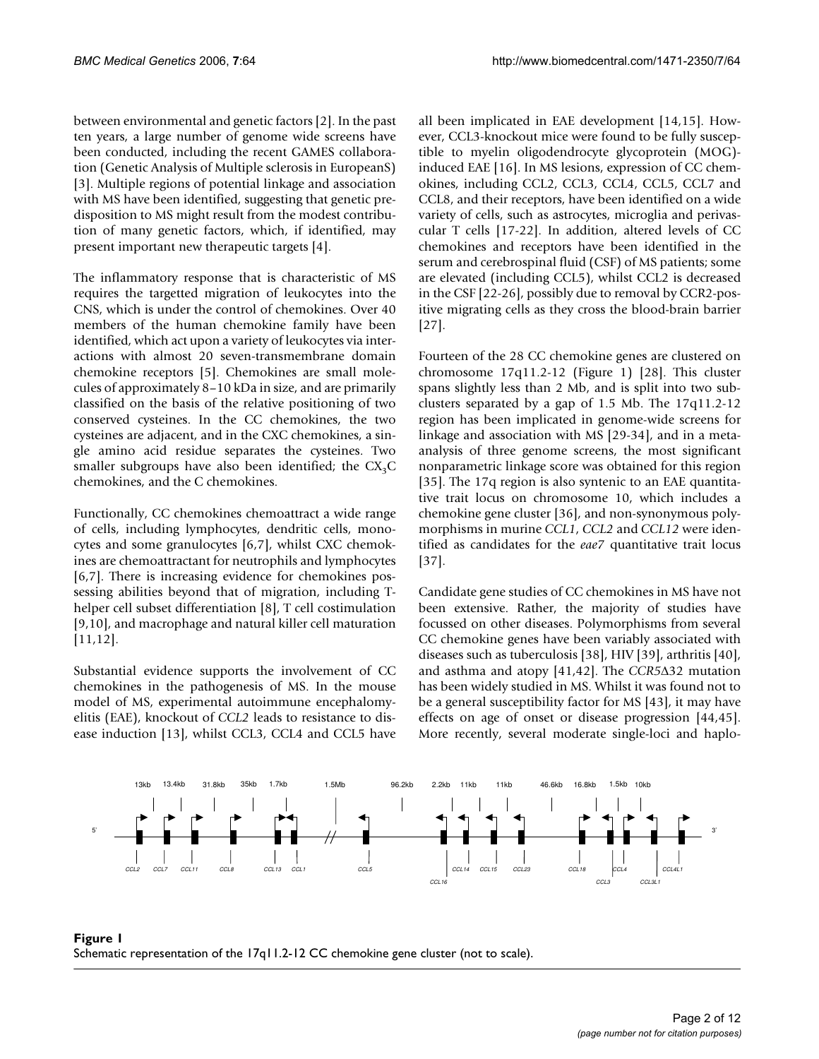between environmental and genetic factors [2]. In the past ten years, a large number of genome wide screens have been conducted, including the recent GAMES collaboration (Genetic Analysis of Multiple sclerosis in EuropeanS) [3]. Multiple regions of potential linkage and association with MS have been identified, suggesting that genetic predisposition to MS might result from the modest contribution of many genetic factors, which, if identified, may present important new therapeutic targets [4].

The inflammatory response that is characteristic of MS requires the targetted migration of leukocytes into the CNS, which is under the control of chemokines. Over 40 members of the human chemokine family have been identified, which act upon a variety of leukocytes via interactions with almost 20 seven-transmembrane domain chemokine receptors [5]. Chemokines are small molecules of approximately 8–10 kDa in size, and are primarily classified on the basis of the relative positioning of two conserved cysteines. In the CC chemokines, the two cysteines are adjacent, and in the CXC chemokines, a single amino acid residue separates the cysteines. Two smaller subgroups have also been identified; the $CX_3C$ chemokines, and the C chemokines.

Functionally, CC chemokines chemoattract a wide range of cells, including lymphocytes, dendritic cells, monocytes and some granulocytes [6,7], whilst CXC chemokines are chemoattractant for neutrophils and lymphocytes [6,7]. There is increasing evidence for chemokines possessing abilities beyond that of migration, including T-helper cell subset differentiation [8], T cell costimulation [9,10], and macrophage and natural killer cell maturation [11,12].

Substantial evidence supports the involvement of CC chemokines in the pathogenesis of MS. In the mouse model of MS, experimental autoimmune encephalomyelitis (EAE), knockout of *CCL2* leads to resistance to disease induction [13], whilst CCL3, CCL4 and CCL5 have all been implicated in EAE development [14,15]. However, CCL3-knockout mice were found to be fully susceptible to myelin oligodendrocyte glycoprotein (MOG)-induced EAE [16]. In MS lesions, expression of CC chemokines, including CCL2, CCL3, CCL4, CCL5, CCL7 and CCL8, and their receptors, have been identified on a wide variety of cells, such as astrocytes, microglia and perivascular T cells [17-22]. In addition, altered levels of CC chemokines and receptors have been identified in the serum and cerebrospinal fluid (CSF) of MS patients; some are elevated (including CCL5), whilst CCL2 is decreased in the CSF [22-26], possibly due to removal by CCR2-positive migrating cells as they cross the blood-brain barrier [27].

Fourteen of the 28 CC chemokine genes are clustered on chromosome 17q11.2-12 (Figure 1) [28]. This cluster spans slightly less than 2 Mb, and is split into two subclusters separated by a gap of 1.5 Mb. The 17q11.2-12 region has been implicated in genome-wide screens for linkage and association with MS [29-34], and in a meta-analysis of three genome screens, the most significant nonparametric linkage score was obtained for this region [35]. The 17q region is also syntenic to an EAE quantitative trait locus on chromosome 10, which includes a chemokine gene cluster [36], and non-synonymous polymorphisms in murine *CCL1*, *CCL2* and *CCL12* were identified as candidates for the *eae7* quantitative trait locus [37].

Candidate gene studies of CC chemokines in MS have not been extensive. Rather, the majority of studies have focussed on other diseases. Polymorphisms from several CC chemokine genes have been variably associated with diseases such as tuberculosis [38], HIV [39], arthritis [40], and asthma and atopy [41,42]. The *CCR5*Δ32 mutation has been widely studied in MS. Whilst it was found not to be a general susceptibility factor for MS [43], it may have effects on age of onset or disease progression [44,45]. More recently, several moderate single-loci and haplo-

**Figure 1**
Schematic representation of the 17q11.2-12 CC chemokine gene cluster (not to scale).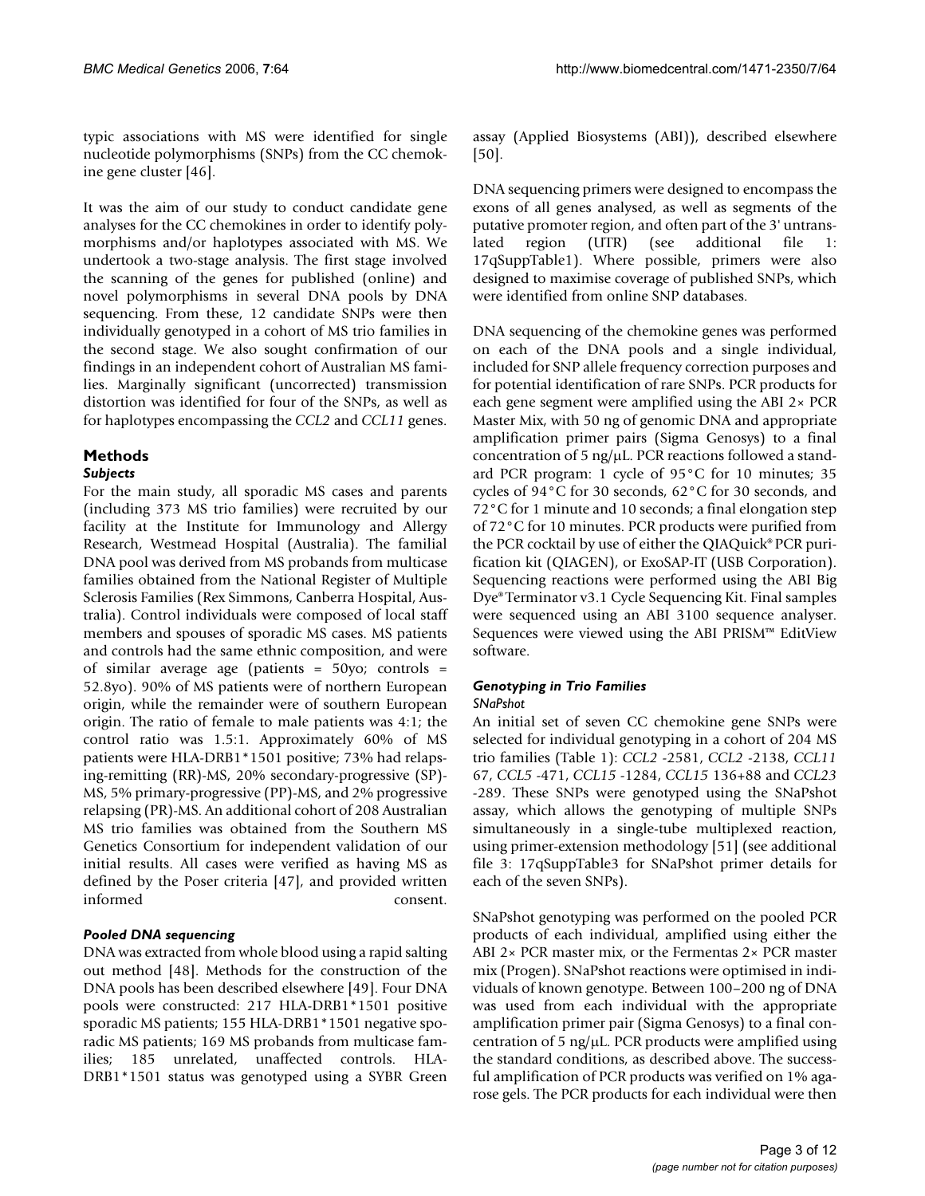typic associations with MS were identified for single nucleotide polymorphisms (SNPs) from the CC chemokine gene cluster [46].

It was the aim of our study to conduct candidate gene analyses for the CC chemokines in order to identify polymorphisms and/or haplotypes associated with MS. We undertook a two-stage analysis. The first stage involved the scanning of the genes for published (online) and novel polymorphisms in several DNA pools by DNA sequencing. From these, 12 candidate SNPs were then individually genotyped in a cohort of MS trio families in the second stage. We also sought confirmation of our findings in an independent cohort of Australian MS families. Marginally significant (uncorrected) transmission distortion was identified for four of the SNPs, as well as for haplotypes encompassing the *CCL2* and *CCL11* genes.

## Methods

### *Subjects*

For the main study, all sporadic MS cases and parents (including 373 MS trio families) were recruited by our facility at the Institute for Immunology and Allergy Research, Westmead Hospital (Australia). The familial DNA pool was derived from MS probands from multicase families obtained from the National Register of Multiple Sclerosis Families (Rex Simmons, Canberra Hospital, Australia). Control individuals were composed of local staff members and spouses of sporadic MS cases. MS patients and controls had the same ethnic composition, and were of similar average age (patients = 50yo; controls = 52.8yo). 90% of MS patients were of northern European origin, while the remainder were of southern European origin. The ratio of female to male patients was 4:1; the control ratio was 1.5:1. Approximately 60% of MS patients were HLA-DRB1*1501 positive; 73% had relapsing-remitting (RR)-MS, 20% secondary-progressive (SP)-MS, 5% primary-progressive (PP)-MS, and 2% progressive relapsing (PR)-MS. An additional cohort of 208 Australian MS trio families was obtained from the Southern MS Genetics Consortium for independent validation of our initial results. All cases were verified as having MS as defined by the Poser criteria [47], and provided written informed consent.

### *Pooled DNA sequencing*

DNA was extracted from whole blood using a rapid salting out method [48]. Methods for the construction of the DNA pools has been described elsewhere [49]. Four DNA pools were constructed: 217 HLA-DRB1*1501 positive sporadic MS patients; 155 HLA-DRB1*1501 negative sporadic MS patients; 169 MS probands from multicase families; 185 unrelated, unaffected controls. HLA-DRB1*1501 status was genotyped using a SYBR Green assay (Applied Biosystems (ABI)), described elsewhere [50].

DNA sequencing primers were designed to encompass the exons of all genes analysed, as well as segments of the putative promoter region, and often part of the 3' untranslated region (UTR) (see additional file 1: 17qSuppTable1). Where possible, primers were also designed to maximise coverage of published SNPs, which were identified from online SNP databases.

DNA sequencing of the chemokine genes was performed on each of the DNA pools and a single individual, included for SNP allele frequency correction purposes and for potential identification of rare SNPs. PCR products for each gene segment were amplified using the ABI 2× PCR Master Mix, with 50 ng of genomic DNA and appropriate amplification primer pairs (Sigma Genosys) to a final concentration of 5 ng/μL. PCR reactions followed a standard PCR program: 1 cycle of 95°C for 10 minutes; 35 cycles of 94°C for 30 seconds, 62°C for 30 seconds, and 72°C for 1 minute and 10 seconds; a final elongation step of 72°C for 10 minutes. PCR products were purified from the PCR cocktail by use of either the QIAQuick® PCR purification kit (QIAGEN), or ExoSAP-IT (USB Corporation). Sequencing reactions were performed using the ABI Big Dye® Terminator v3.1 Cycle Sequencing Kit. Final samples were sequenced using an ABI 3100 sequence analyser. Sequences were viewed using the ABI PRISM™ EditView software.

### *Genotyping in Trio Families*

#### *SNaPshot*

An initial set of seven CC chemokine gene SNPs were selected for individual genotyping in a cohort of 204 MS trio families (Table 1): *CCL2* -2581, *CCL2* -2138, *CCL11* 67, *CCL5* -471, *CCL15* -1284, *CCL15* 136+88 and *CCL23* -289. These SNPs were genotyped using the SNaPshot assay, which allows the genotyping of multiple SNPs simultaneously in a single-tube multiplexed reaction, using primer-extension methodology [51] (see additional file 3: 17qSuppTable3 for SNaPshot primer details for each of the seven SNPs).

SNaPshot genotyping was performed on the pooled PCR products of each individual, amplified using either the ABI 2× PCR master mix, or the Fermentas 2× PCR master mix (Progen). SNaPshot reactions were optimised in individuals of known genotype. Between 100–200 ng of DNA was used from each individual with the appropriate amplification primer pair (Sigma Genosys) to a final concentration of 5 ng/μL. PCR products were amplified using the standard conditions, as described above. The successful amplification of PCR products was verified on 1% agarose gels. The PCR products for each individual were then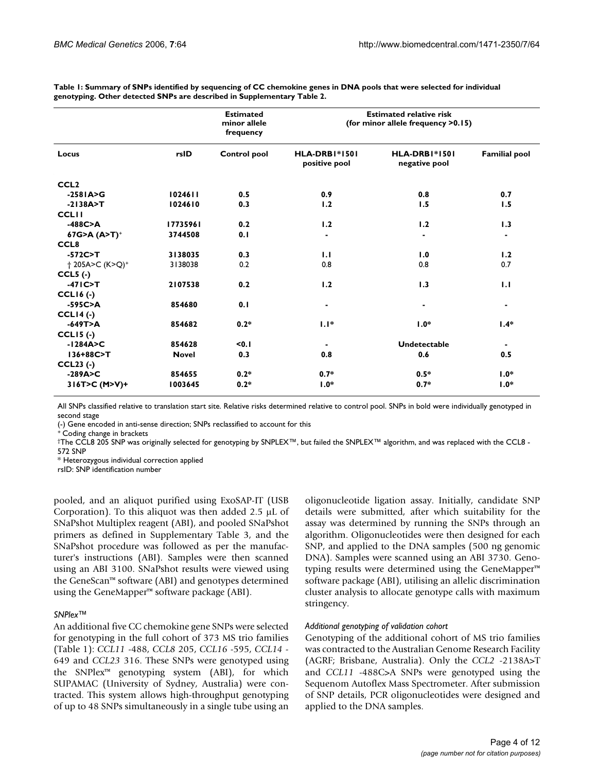**Table 1: Summary of SNPs identified by sequencing of CC chemokine genes in DNA pools that were selected for individual genotyping. Other detected SNPs are described in Supplementary Table 2.**

| | | Estimated minor allele frequency | Estimated relative risk (for minor allele frequency >0.15) | | |
|---|---|---|---|---|---|
| **Locus** | **rsID** | **Control pool** | **HLA-DRB1*1501 positive pool** | **HLA-DRB1*1501 negative pool** | **Familial pool** |
| **CCL2** | | | | | |
| **-2581A>G** | **1024611** | **0.5** | **0.9** | **0.8** | **0.7** |
| **-2138A>T** | **1024610** | **0.3** | **1.2** | **1.5** | **1.5** |
| **CCL11** | | | | | |
| **-488C>A** | **17735961** | **0.2** | **1.2** | **1.2** | **1.3** |
| **67G>A (A>T)⁺** | **3744508** | **0.1** | **-** | **-** | **-** |
| **CCL8** | | | | | |
| **-572C>T** | **3138035** | **0.3** | **1.1** | **1.0** | **1.2** |
| † 205A>C (K>Q)⁺ | 3138038 | 0.2 | 0.8 | 0.8 | 0.7 |
| **CCL5 (-)** | | | | | |
| **-471C>T** | **2107538** | **0.2** | **1.2** | **1.3** | **1.1** |
| **CCL16 (-)** | | | | | |
| **-595C>A** | **854680** | **0.1** | **-** | **-** | **-** |
| **CCL14 (-)** | | | | | |
| **-649T>A** | **854682** | **0.2*** | **1.1*** | **1.0*** | **1.4*** |
| **CCL15 (-)** | | | | | |
| **-1284A>C** | **854628** | **<0.1** | **-** | **Undetectable** | **-** |
| **136+88C>T** | **Novel** | **0.3** | **0.8** | **0.6** | **0.5** |
| **CCL23 (-)** | | | | | |
| **-289A>C** | **854655** | **0.2*** | **0.7*** | **0.5*** | **1.0*** |
| **316T>C (M>V)+** | **1003645** | **0.2*** | **1.0*** | **0.7*** | **1.0*** |

All SNPs classified relative to translation start site. Relative risks determined relative to control pool. SNPs in bold were individually genotyped in second stage

(-) Gene encoded in anti-sense direction; SNPs reclassified to account for this

⁺ Coding change in brackets

†The CCL8 205 SNP was originally selected for genotyping by SNPLEX™, but failed the SNPLEX™ algorithm, and was replaced with the CCL8 -572 SNP

* Heterozygous individual correction applied

rsID: SNP identification number

pooled, and an aliquot purified using ExoSAP-IT (USB Corporation). To this aliquot was then added 2.5 μL of SNaPshot Multiplex reagent (ABI), and pooled SNaPshot primers as defined in Supplementary Table 3, and the SNaPshot procedure was followed as per the manufacturer's instructions (ABI). Samples were then scanned using an ABI 3100. SNaPshot results were viewed using the GeneScan™ software (ABI) and genotypes determined using the GeneMapper™ software package (ABI).

### *SNPlex™*

An additional five CC chemokine gene SNPs were selected for genotyping in the full cohort of 373 MS trio families (Table 1): *CCL11* -488, *CCL8* 205, *CCL16* -595, *CCL14* -649 and *CCL23* 316. These SNPs were genotyped using the SNPlex™ genotyping system (ABI), for which SUPAMAC (University of Sydney, Australia) were contracted. This system allows high-throughput genotyping of up to 48 SNPs simultaneously in a single tube using an oligonucleotide ligation assay. Initially, candidate SNP details were submitted, after which suitability for the assay was determined by running the SNPs through an algorithm. Oligonucleotides were then designed for each SNP, and applied to the DNA samples (500 ng genomic DNA). Samples were scanned using an ABI 3730. Genotyping results were determined using the GeneMapper™ software package (ABI), utilising an allelic discrimination cluster analysis to allocate genotype calls with maximum stringency.

### *Additional genotyping of validation cohort*

Genotyping of the additional cohort of MS trio families was contracted to the Australian Genome Research Facility (AGRF; Brisbane, Australia). Only the *CCL2* -2138A>T and *CCL11* -488C>A SNPs were genotyped using the Sequenom Autoflex Mass Spectrometer. After submission of SNP details, PCR oligonucleotides were designed and applied to the DNA samples.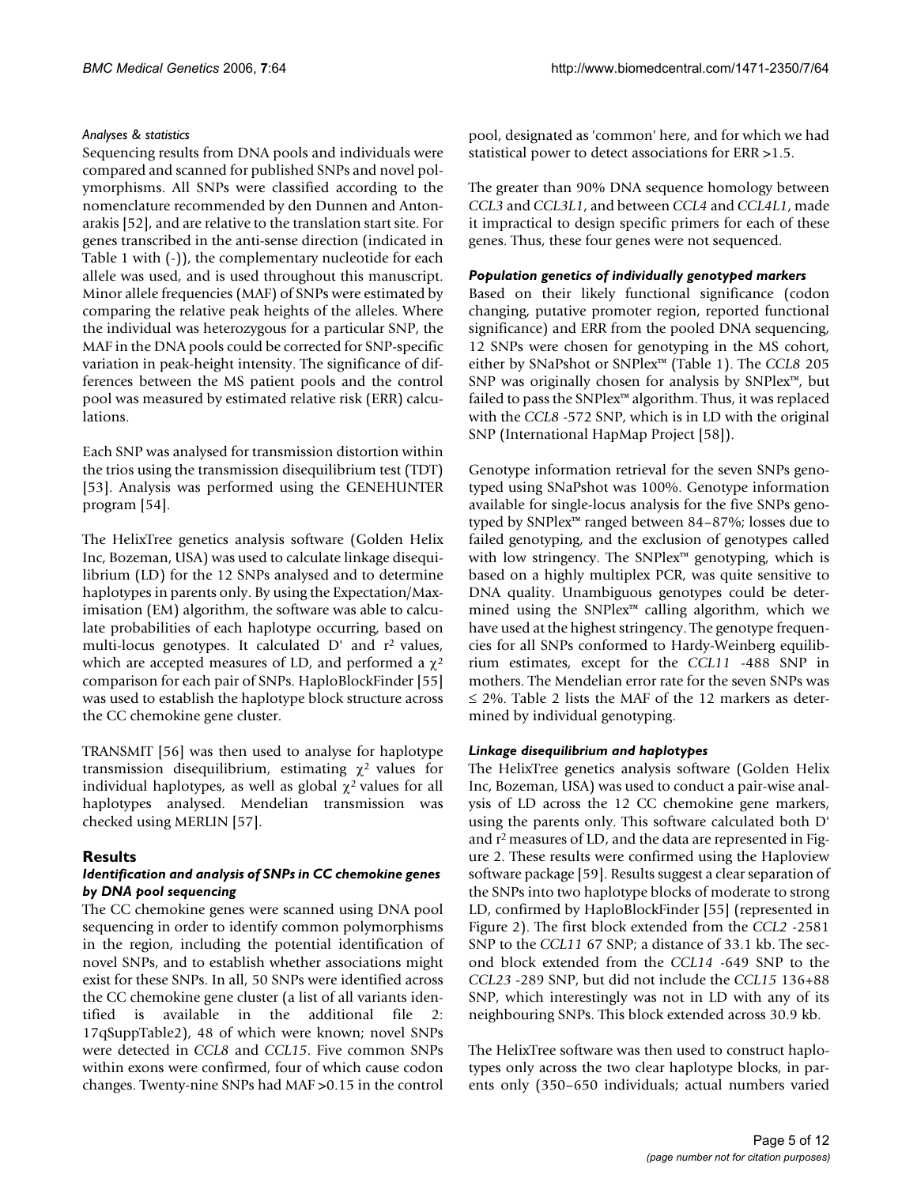#### *Analyses & statistics*

Sequencing results from DNA pools and individuals were compared and scanned for published SNPs and novel polymorphisms. All SNPs were classified according to the nomenclature recommended by den Dunnen and Antonarakis [52], and are relative to the translation start site. For genes transcribed in the anti-sense direction (indicated in Table 1 with (-)), the complementary nucleotide for each allele was used, and is used throughout this manuscript. Minor allele frequencies (MAF) of SNPs were estimated by comparing the relative peak heights of the alleles. Where the individual was heterozygous for a particular SNP, the MAF in the DNA pools could be corrected for SNP-specific variation in peak-height intensity. The significance of differences between the MS patient pools and the control pool was measured by estimated relative risk (ERR) calculations.

Each SNP was analysed for transmission distortion within the trios using the transmission disequilibrium test (TDT) [53]. Analysis was performed using the GENEHUNTER program [54].

The HelixTree genetics analysis software (Golden Helix Inc, Bozeman, USA) was used to calculate linkage disequilibrium (LD) for the 12 SNPs analysed and to determine haplotypes in parents only. By using the Expectation/Maximisation (EM) algorithm, the software was able to calculate probabilities of each haplotype occurring, based on multi-locus genotypes. It calculated D' and $r^2$ values, which are accepted measures of LD, and performed a $\chi^2$ comparison for each pair of SNPs. HaploBlockFinder [55] was used to establish the haplotype block structure across the CC chemokine gene cluster.

TRANSMIT [56] was then used to analyse for haplotype transmission disequilibrium, estimating $\chi^2$ values for individual haplotypes, as well as global $\chi^2$ values for all haplotypes analysed. Mendelian transmission was checked using MERLIN [57].

## Results

### *Identification and analysis of SNPs in CC chemokine genes by DNA pool sequencing*

The CC chemokine genes were scanned using DNA pool sequencing in order to identify common polymorphisms in the region, including the potential identification of novel SNPs, and to establish whether associations might exist for these SNPs. In all, 50 SNPs were identified across the CC chemokine gene cluster (a list of all variants identified is available in the additional file 2: 17qSuppTable2), 48 of which were known; novel SNPs were detected in *CCL8* and *CCL15*. Five common SNPs within exons were confirmed, four of which cause codon changes. Twenty-nine SNPs had MAF >0.15 in the control pool, designated as 'common' here, and for which we had statistical power to detect associations for ERR >1.5.

The greater than 90% DNA sequence homology between *CCL3* and *CCL3L1*, and between *CCL4* and *CCL4L1*, made it impractical to design specific primers for each of these genes. Thus, these four genes were not sequenced.

### *Population genetics of individually genotyped markers*

Based on their likely functional significance (codon changing, putative promoter region, reported functional significance) and ERR from the pooled DNA sequencing, 12 SNPs were chosen for genotyping in the MS cohort, either by SNaPshot or SNPlex™ (Table 1). The *CCL8* 205 SNP was originally chosen for analysis by SNPlex™, but failed to pass the SNPlex™ algorithm. Thus, it was replaced with the *CCL8* -572 SNP, which is in LD with the original SNP (International HapMap Project [58]).

Genotype information retrieval for the seven SNPs genotyped using SNaPshot was 100%. Genotype information available for single-locus analysis for the five SNPs genotyped by SNPlex™ ranged between 84–87%; losses due to failed genotyping, and the exclusion of genotypes called with low stringency. The SNPlex™ genotyping, which is based on a highly multiplex PCR, was quite sensitive to DNA quality. Unambiguous genotypes could be determined using the SNPlex™ calling algorithm, which we have used at the highest stringency. The genotype frequencies for all SNPs conformed to Hardy-Weinberg equilibrium estimates, except for the *CCL11* -488 SNP in mothers. The Mendelian error rate for the seven SNPs was ≤ 2%. Table 2 lists the MAF of the 12 markers as determined by individual genotyping.

### *Linkage disequilibrium and haplotypes*

The HelixTree genetics analysis software (Golden Helix Inc, Bozeman, USA) was used to conduct a pair-wise analysis of LD across the 12 CC chemokine gene markers, using the parents only. This software calculated both D' and $r^2$ measures of LD, and the data are represented in Figure 2. These results were confirmed using the Haploview software package [59]. Results suggest a clear separation of the SNPs into two haplotype blocks of moderate to strong LD, confirmed by HaploBlockFinder [55] (represented in Figure 2). The first block extended from the *CCL2* -2581 SNP to the *CCL11* 67 SNP; a distance of 33.1 kb. The second block extended from the *CCL14* -649 SNP to the *CCL23* -289 SNP, but did not include the *CCL15* 136+88 SNP, which interestingly was not in LD with any of its neighbouring SNPs. This block extended across 30.9 kb.

The HelixTree software was then used to construct haplotypes only across the two clear haplotype blocks, in parents only (350–650 individuals; actual numbers varied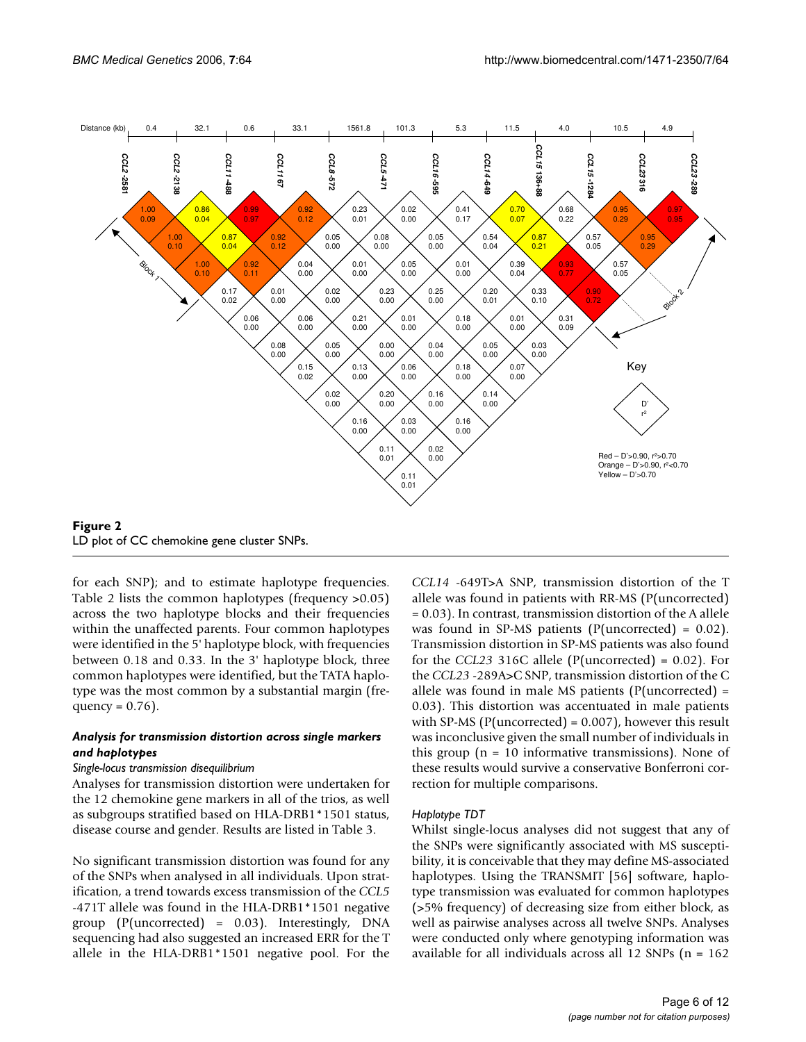**Figure 2**
LD plot of CC chemokine gene cluster SNPs.

for each SNP); and to estimate haplotype frequencies. Table 2 lists the common haplotypes (frequency >0.05) across the two haplotype blocks and their frequencies within the unaffected parents. Four common haplotypes were identified in the 5' haplotype block, with frequencies between 0.18 and 0.33. In the 3' haplotype block, three common haplotypes were identified, but the TATA haplotype was the most common by a substantial margin (frequency = 0.76).

### *Analysis for transmission distortion across single markers and haplotypes*

#### *Single-locus transmission disequilibrium*

Analyses for transmission distortion were undertaken for the 12 chemokine gene markers in all of the trios, as well as subgroups stratified based on HLA-DRB1*1501 status, disease course and gender. Results are listed in Table 3.

No significant transmission distortion was found for any of the SNPs when analysed in all individuals. Upon stratification, a trend towards excess transmission of the *CCL5* -471T allele was found in the HLA-DRB1*1501 negative group (P(uncorrected) = 0.03). Interestingly, DNA sequencing had also suggested an increased ERR for the T allele in the HLA-DRB1*1501 negative pool. For the *CCL14* -649T>A SNP, transmission distortion of the T allele was found in patients with RR-MS (P(uncorrected) = 0.03). In contrast, transmission distortion of the A allele was found in SP-MS patients (P(uncorrected) = 0.02). Transmission distortion in SP-MS patients was also found for the *CCL23* 316C allele (P(uncorrected) = 0.02). For the *CCL23* -289A>C SNP, transmission distortion of the C allele was found in male MS patients (P(uncorrected) = 0.03). This distortion was accentuated in male patients with SP-MS (P(uncorrected) = 0.007), however this result was inconclusive given the small number of individuals in this group (n = 10 informative transmissions). None of these results would survive a conservative Bonferroni correction for multiple comparisons.

#### *Haplotype TDT*

Whilst single-locus analyses did not suggest that any of the SNPs were significantly associated with MS susceptibility, it is conceivable that they may define MS-associated haplotypes. Using the TRANSMIT [56] software, haplotype transmission was evaluated for common haplotypes (>5% frequency) of decreasing size from either block, as well as pairwise analyses across all twelve SNPs. Analyses were conducted only where genotyping information was available for all individuals across all 12 SNPs (n = 162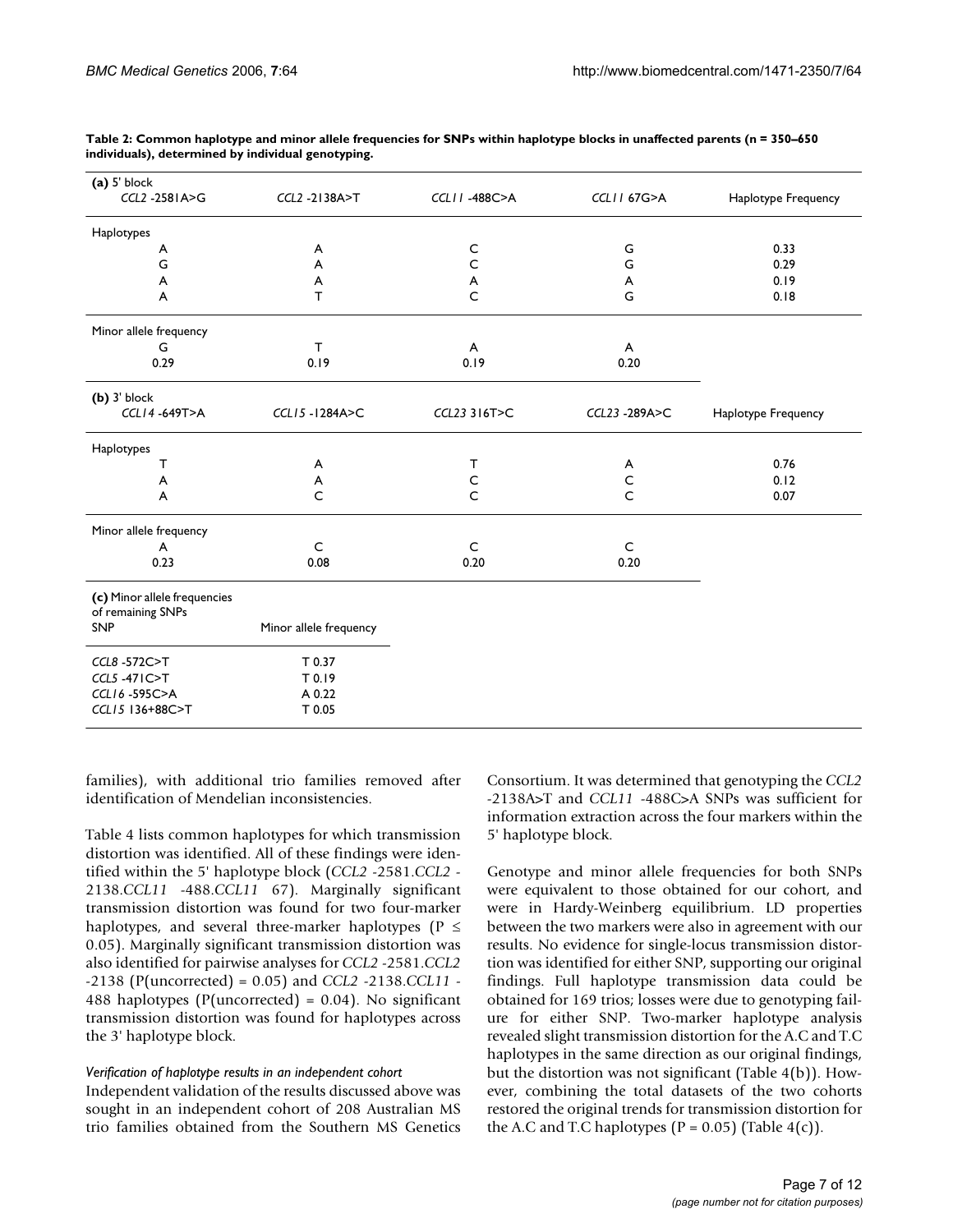**Table 2: Common haplotype and minor allele frequencies for SNPs within haplotype blocks in unaffected parents (n = 350–650 individuals), determined by individual genotyping.**

| **(a)** 5' block<br>*CCL2* -2581A>G | *CCL2* -2138A>T | *CCL11* -488C>A | *CCL11* 67G>A | Haplotype Frequency |
|---|---|---|---|---|
| Haplotypes | | | | |
| A | A | C | G | 0.33 |
| G | A | C | G | 0.29 |
| A | A | A | A | 0.19 |
| A | T | C | G | 0.18 |
| Minor allele frequency | | | | |
| G | T | A | A | |
| 0.29 | 0.19 | 0.19 | 0.20 | |
| **(b)** 3' block<br>*CCL14* -649T>A | *CCL15* -1284A>C | *CCL23* 316T>C | *CCL23* -289A>C | Haplotype Frequency |
| Haplotypes | | | | |
| T | A | T | A | 0.76 |
| A | A | C | C | 0.12 |
| A | C | C | C | 0.07 |
| Minor allele frequency | | | | |
| A | C | C | C | |
| 0.23 | 0.08 | 0.20 | 0.20 | |

| **(c)** Minor allele frequencies of remaining SNPs<br>SNP | Minor allele frequency |
|---|---|
| *CCL8* -572C>T | T 0.37 |
| *CCL5* -471C>T | T 0.19 |
| *CCL16* -595C>A | A 0.22 |
| *CCL15* 136+88C>T | T 0.05 |

families), with additional trio families removed after identification of Mendelian inconsistencies.

Table 4 lists common haplotypes for which transmission distortion was identified. All of these findings were identified within the 5' haplotype block (*CCL2* -2581.*CCL2* -2138.*CCL11* -488.*CCL11* 67). Marginally significant transmission distortion was found for two four-marker haplotypes, and several three-marker haplotypes ($P \leq 0.05$). Marginally significant transmission distortion was also identified for pairwise analyses for *CCL2* -2581.*CCL2* -2138 (P(uncorrected) = 0.05) and *CCL2* -2138.*CCL11* -488 haplotypes (P(uncorrected) = 0.04). No significant transmission distortion was found for haplotypes across the 3' haplotype block.

#### *Verification of haplotype results in an independent cohort*

Independent validation of the results discussed above was sought in an independent cohort of 208 Australian MS trio families obtained from the Southern MS Genetics Consortium. It was determined that genotyping the *CCL2* -2138A>T and *CCL11* -488C>A SNPs was sufficient for information extraction across the four markers within the 5' haplotype block.

Genotype and minor allele frequencies for both SNPs were equivalent to those obtained for our cohort, and were in Hardy-Weinberg equilibrium. LD properties between the two markers were also in agreement with our results. No evidence for single-locus transmission distortion was identified for either SNP, supporting our original findings. Full haplotype transmission data could be obtained for 169 trios; losses were due to genotyping failure for either SNP. Two-marker haplotype analysis revealed slight transmission distortion for the A.C and T.C haplotypes in the same direction as our original findings, but the distortion was not significant (Table 4(b)). However, combining the total datasets of the two cohorts restored the original trends for transmission distortion for the A.C and T.C haplotypes ($P = 0.05$) (Table 4(c)).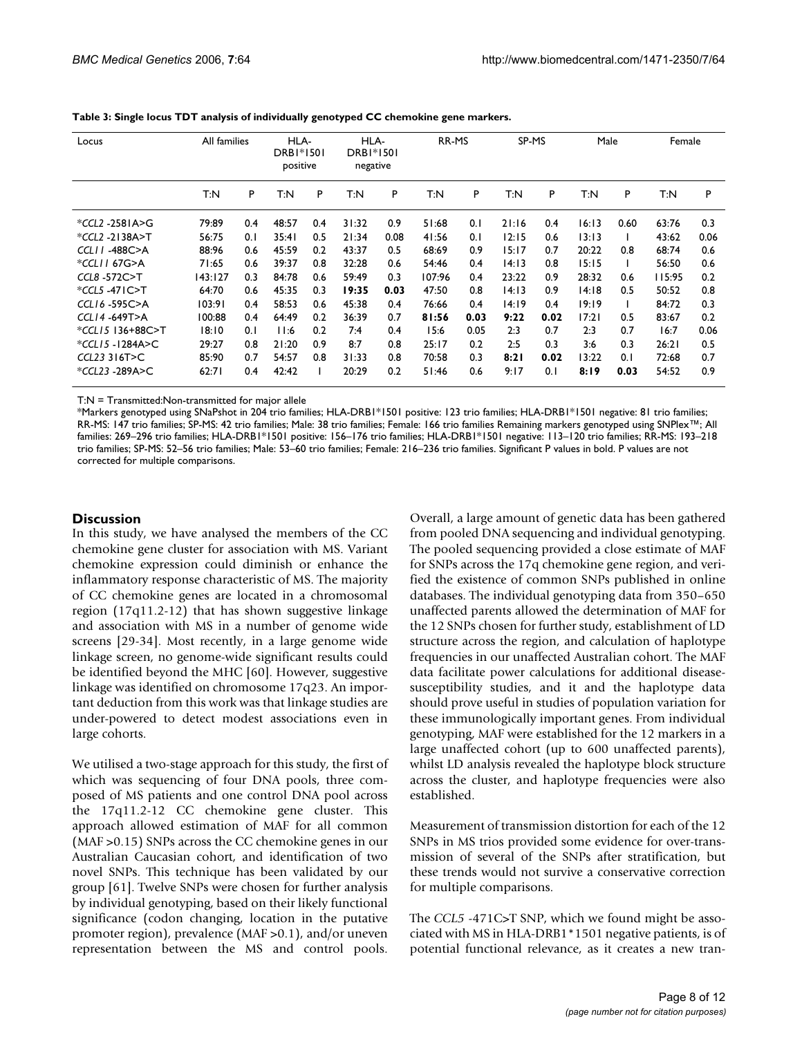**Table 3: Single locus TDT analysis of individually genotyped CC chemokine gene markers.**

| Locus | All families | | HLA-DRB1*1501 positive | | HLA-DRB1*1501 negative | | RR-MS | | SP-MS | | Male | | Female | |
|---|---|---|---|---|---|---|---|---|---|---|---|---|---|---|
| | T:N | P | T:N | P | T:N | P | T:N | P | T:N | P | T:N | P | T:N | P |
| **CCL2* -2581A>G* | 79:89 | 0.4 | 48:57 | 0.4 | 31:32 | 0.9 | 51:68 | 0.1 | 21:16 | 0.4 | 16:13 | 0.60 | 63:76 | 0.3 |
| **CCL2* -2138A>T* | 56:75 | 0.1 | 35:41 | 0.5 | 21:34 | 0.08 | 41:56 | 0.1 | 12:15 | 0.6 | 13:13 | 1 | 43:62 | 0.06 |
| *CCL11* -488C>A | 88:96 | 0.6 | 45:59 | 0.2 | 43:37 | 0.5 | 68:69 | 0.9 | 15:17 | 0.7 | 20:22 | 0.8 | 68:74 | 0.6 |
| **CCL11* 67G>A | 71:65 | 0.6 | 39:37 | 0.8 | 32:28 | 0.6 | 54:46 | 0.4 | 14:13 | 0.8 | 15:15 | 1 | 56:50 | 0.6 |
| *CCL8* -572C>T | 143:127 | 0.3 | 84:78 | 0.6 | 59:49 | 0.3 | 107:96 | 0.4 | 23:22 | 0.9 | 28:32 | 0.6 | 115:95 | 0.2 |
| **CCL5* -471C>T | 64:70 | 0.6 | 45:35 | 0.3 | **19:35** | **0.03** | 47:50 | 0.8 | 14:13 | 0.9 | 14:18 | 0.5 | 50:52 | 0.8 |
| *CCL16* -595C>A | 103:91 | 0.4 | 58:53 | 0.6 | 45:38 | 0.4 | 76:66 | 0.4 | 14:19 | 0.4 | 19:19 | 1 | 84:72 | 0.3 |
| *CCL14* -649T>A | 100:88 | 0.4 | 64:49 | 0.2 | 36:39 | 0.7 | **81:56** | **0.03** | **9:22** | **0.02** | 17:21 | 0.5 | 83:67 | 0.2 |
| **CCL15* 136+88C>T | 18:10 | 0.1 | 11:6 | 0.2 | 7:4 | 0.4 | 15:6 | 0.05 | 2:3 | 0.7 | 2:3 | 0.7 | 16:7 | 0.06 |
| **CCL15* -1284A>C | 29:27 | 0.8 | 21:20 | 0.9 | 8:7 | 0.8 | 25:17 | 0.2 | 2:5 | 0.3 | 3:6 | 0.3 | 26:21 | 0.5 |
| *CCL23* 316T>C | 85:90 | 0.7 | 54:57 | 0.8 | 31:33 | 0.8 | 70:58 | 0.3 | **8:21** | **0.02** | 13:22 | 0.1 | 72:68 | 0.7 |
| **CCL23* -289A>C | 62:71 | 0.4 | 42:42 | 1 | 20:29 | 0.2 | 51:46 | 0.6 | 9:17 | 0.1 | **8:19** | **0.03** | 54:52 | 0.9 |

T:N = Transmitted:Non-transmitted for major allele

*Markers genotyped using SNaPshot in 204 trio families; HLA-DRB1*1501 positive: 123 trio families; HLA-DRB1*1501 negative: 81 trio families; RR-MS: 147 trio families; SP-MS: 42 trio families; Male: 38 trio families; Female: 166 trio families Remaining markers genotyped using SNPlex™; All families: 269–296 trio families; HLA-DRB1*1501 positive: 156–176 trio families; HLA-DRB1*1501 negative: 113–120 trio families; RR-MS: 193–218 trio families; SP-MS: 52–56 trio families; Male: 53–60 trio families; Female: 216–236 trio families. Significant P values in bold. P values are not corrected for multiple comparisons.

## Discussion

In this study, we have analysed the members of the CC chemokine gene cluster for association with MS. Variant chemokine expression could diminish or enhance the inflammatory response characteristic of MS. The majority of CC chemokine genes are located in a chromosomal region (17q11.2-12) that has shown suggestive linkage and association with MS in a number of genome wide screens [29-34]. Most recently, in a large genome wide linkage screen, no genome-wide significant results could be identified beyond the MHC [60]. However, suggestive linkage was identified on chromosome 17q23. An important deduction from this work was that linkage studies are under-powered to detect modest associations even in large cohorts.

We utilised a two-stage approach for this study, the first of which was sequencing of four DNA pools, three composed of MS patients and one control DNA pool across the 17q11.2-12 CC chemokine gene cluster. This approach allowed estimation of MAF for all common (MAF >0.15) SNPs across the CC chemokine genes in our Australian Caucasian cohort, and identification of two novel SNPs. This technique has been validated by our group [61]. Twelve SNPs were chosen for further analysis by individual genotyping, based on their likely functional significance (codon changing, location in the putative promoter region), prevalence (MAF >0.1), and/or uneven representation between the MS and control pools. Overall, a large amount of genetic data has been gathered from pooled DNA sequencing and individual genotyping. The pooled sequencing provided a close estimate of MAF for SNPs across the 17q chemokine gene region, and verified the existence of common SNPs published in online databases. The individual genotyping data from 350–650 unaffected parents allowed the determination of MAF for the 12 SNPs chosen for further study, establishment of LD structure across the region, and calculation of haplotype frequencies in our unaffected Australian cohort. The MAF data facilitate power calculations for additional disease-susceptibility studies, and it and the haplotype data should prove useful in studies of population variation for these immunologically important genes. From individual genotyping, MAF were established for the 12 markers in a large unaffected cohort (up to 600 unaffected parents), whilst LD analysis revealed the haplotype block structure across the cluster, and haplotype frequencies were also established.

Measurement of transmission distortion for each of the 12 SNPs in MS trios provided some evidence for over-transmission of several of the SNPs after stratification, but these trends would not survive a conservative correction for multiple comparisons.

The *CCL5* -471C>T SNP, which we found might be associated with MS in HLA-DRB1*1501 negative patients, is of potential functional relevance, as it creates a new tran-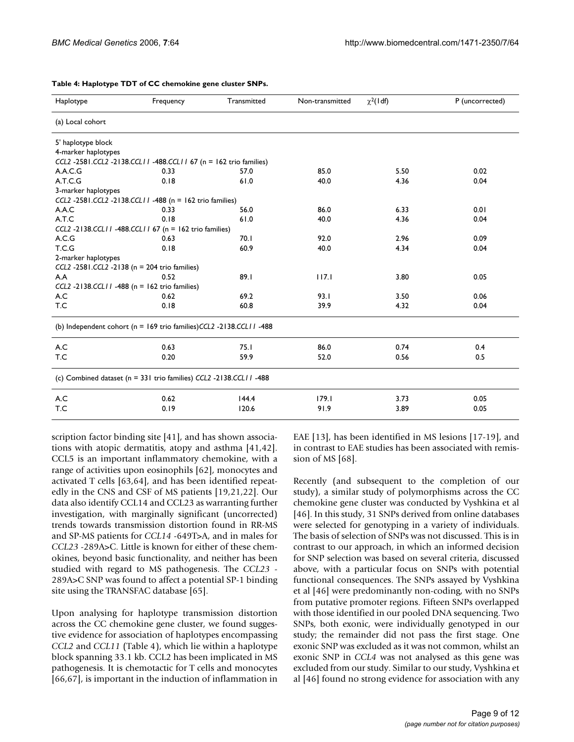**Table 4: Haplotype TDT of CC chemokine gene cluster SNPs.**

| Haplotype | Frequency | Transmitted | Non-transmitted | $\chi^2$(1df) | P (uncorrected) |
|---|---|---|---|---|---|
| (a) Local cohort | | | | | |
| 5' haplotype block | | | | | |
| 4-marker haplotypes | | | | | |
| *CCL2* -2581.*CCL2* -2138.*CCL11* -488.*CCL11* 67 (n = 162 trio families) | | | | | |
| A.A.C.G | 0.33 | 57.0 | 85.0 | 5.50 | 0.02 |
| A.T.C.G | 0.18 | 61.0 | 40.0 | 4.36 | 0.04 |
| 3-marker haplotypes | | | | | |
| *CCL2* -2581.*CCL2* -2138.*CCL11* -488 (n = 162 trio families) | | | | | |
| A.A.C | 0.33 | 56.0 | 86.0 | 6.33 | 0.01 |
| A.T.C | 0.18 | 61.0 | 40.0 | 4.36 | 0.04 |
| *CCL2* -2138.*CCL11* -488.*CCL11* 67 (n = 162 trio families) | | | | | |
| A.C.G | 0.63 | 70.1 | 92.0 | 2.96 | 0.09 |
| T.C.G | 0.18 | 60.9 | 40.0 | 4.34 | 0.04 |
| 2-marker haplotypes | | | | | |
| *CCL2* -2581.*CCL2* -2138 (n = 204 trio families) | | | | | |
| A.A | 0.52 | 89.1 | 117.1 | 3.80 | 0.05 |
| *CCL2* -2138.*CCL11* -488 (n = 162 trio families) | | | | | |
| A.C | 0.62 | 69.2 | 93.1 | 3.50 | 0.06 |
| T.C | 0.18 | 60.8 | 39.9 | 4.32 | 0.04 |
| (b) Independent cohort (n = 169 trio families)*CCL2* -2138.*CCL11* -488 | | | | | |
| A.C | 0.63 | 75.1 | 86.0 | 0.74 | 0.4 |
| T.C | 0.20 | 59.9 | 52.0 | 0.56 | 0.5 |
| (c) Combined dataset (n = 331 trio families) *CCL2* -2138.*CCL11* -488 | | | | | |
| A.C | 0.62 | 144.4 | 179.1 | 3.73 | 0.05 |
| T.C | 0.19 | 120.6 | 91.9 | 3.89 | 0.05 |

scription factor binding site [41], and has shown associations with atopic dermatitis, atopy and asthma [41,42]. CCL5 is an important inflammatory chemokine, with a range of activities upon eosinophils [62], monocytes and activated T cells [63,64], and has been identified repeatedly in the CNS and CSF of MS patients [19,21,22]. Our data also identify CCL14 and CCL23 as warranting further investigation, with marginally significant (uncorrected) trends towards transmission distortion found in RR-MS and SP-MS patients for *CCL14* -649T>A, and in males for *CCL23* -289A>C. Little is known for either of these chemokines, beyond basic functionality, and neither has been studied with regard to MS pathogenesis. The *CCL23* -289A>C SNP was found to affect a potential SP-1 binding site using the TRANSFAC database [65].

Upon analysing for haplotype transmission distortion across the CC chemokine gene cluster, we found suggestive evidence for association of haplotypes encompassing *CCL2* and *CCL11* (Table 4), which lie within a haplotype block spanning 33.1 kb. CCL2 has been implicated in MS pathogenesis. It is chemotactic for T cells and monocytes [66,67], is important in the induction of inflammation in EAE [13], has been identified in MS lesions [17-19], and in contrast to EAE studies has been associated with remission of MS [68].

Recently (and subsequent to the completion of our study), a similar study of polymorphisms across the CC chemokine gene cluster was conducted by Vyshkina et al [46]. In this study, 31 SNPs derived from online databases were selected for genotyping in a variety of individuals. The basis of selection of SNPs was not discussed. This is in contrast to our approach, in which an informed decision for SNP selection was based on several criteria, discussed above, with a particular focus on SNPs with potential functional consequences. The SNPs assayed by Vyshkina et al [46] were predominantly non-coding, with no SNPs from putative promoter regions. Fifteen SNPs overlapped with those identified in our pooled DNA sequencing. Two SNPs, both exonic, were individually genotyped in our study; the remainder did not pass the first stage. One exonic SNP was excluded as it was not common, whilst an exonic SNP in *CCL4* was not analysed as this gene was excluded from our study. Similar to our study, Vyshkina et al [46] found no strong evidence for association with any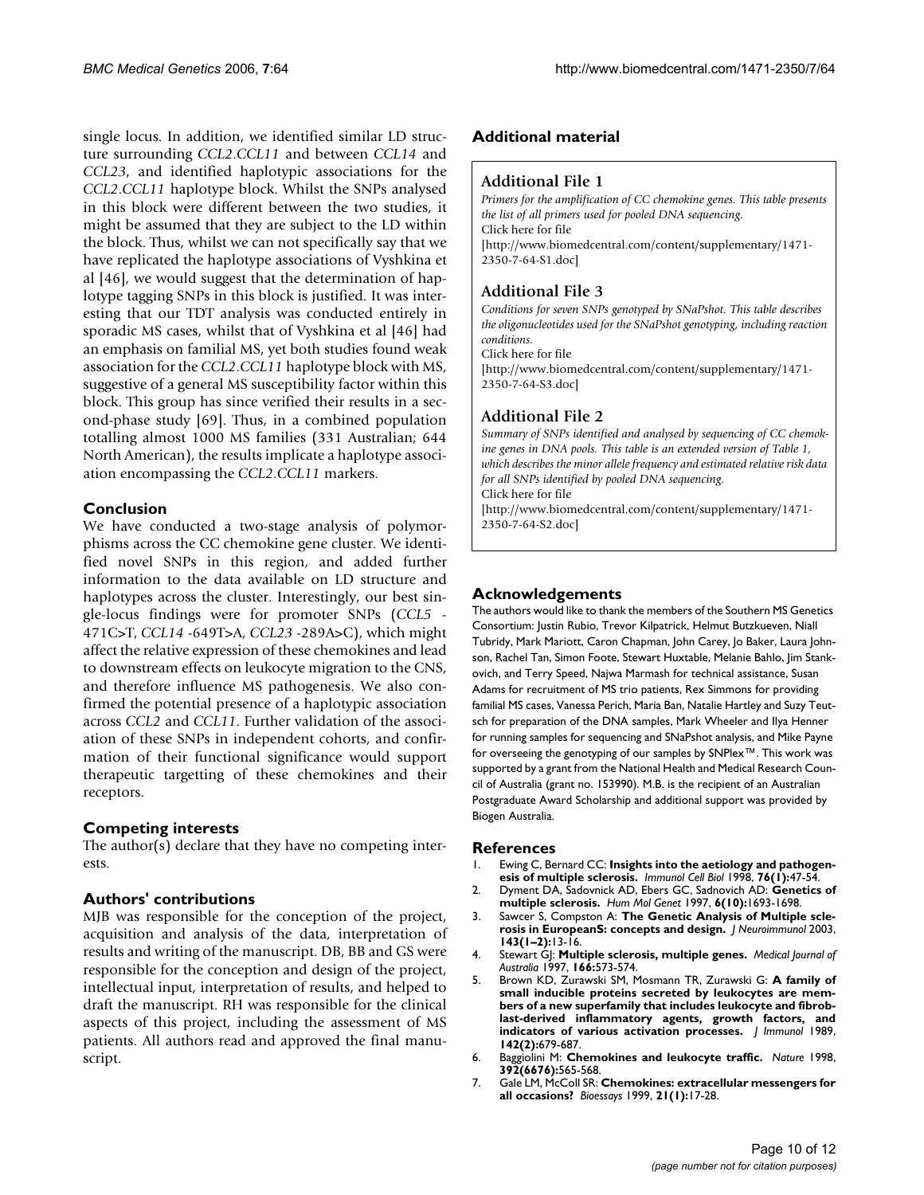single locus. In addition, we identified similar LD structure surrounding *CCL2*.*CCL11* and between *CCL14* and *CCL23*, and identified haplotypic associations for the *CCL2*.*CCL11* haplotype block. Whilst the SNPs analysed in this block were different between the two studies, it might be assumed that they are subject to the LD within the block. Thus, whilst we can not specifically say that we have replicated the haplotype associations of Vyshkina et al [46], we would suggest that the determination of haplotype tagging SNPs in this block is justified. It was interesting that our TDT analysis was conducted entirely in sporadic MS cases, whilst that of Vyshkina et al [46] had an emphasis on familial MS, yet both studies found weak association for the *CCL2*.*CCL11* haplotype block with MS, suggestive of a general MS susceptibility factor within this block. This group has since verified their results in a second-phase study [69]. Thus, in a combined population totalling almost 1000 MS families (331 Australian; 644 North American), the results implicate a haplotype association encompassing the *CCL2*.*CCL11* markers.

## Conclusion

We have conducted a two-stage analysis of polymorphisms across the CC chemokine gene cluster. We identified novel SNPs in this region, and added further information to the data available on LD structure and haplotypes across the cluster. Interestingly, our best single-locus findings were for promoter SNPs (*CCL5* -471C>T, *CCL14* -649T>A, *CCL23* -289A>C), which might affect the relative expression of these chemokines and lead to downstream effects on leukocyte migration to the CNS, and therefore influence MS pathogenesis. We also confirmed the potential presence of a haplotypic association across *CCL2* and *CCL11*. Further validation of the association of these SNPs in independent cohorts, and confirmation of their functional significance would support therapeutic targetting of these chemokines and their receptors.

## Competing interests

The author(s) declare that they have no competing interests.

## Authors' contributions

MJB was responsible for the conception of the project, acquisition and analysis of the data, interpretation of results and writing of the manuscript. DB, BB and GS were responsible for the conception and design of the project, intellectual input, interpretation of results, and helped to draft the manuscript. RH was responsible for the clinical aspects of this project, including the assessment of MS patients. All authors read and approved the final manuscript.

## Additional material

### Additional File 1

*Primers for the amplification of CC chemokine genes. This table presents the list of all primers used for pooled DNA sequencing.*
Click here for file
[http://www.biomedcentral.com/content/supplementary/1471-2350-7-64-S1.doc]

### Additional File 3

*Conditions for seven SNPs genotyped by SNaPshot. This table describes the oligonucleotides used for the SNaPshot genotyping, including reaction conditions.*
Click here for file
[http://www.biomedcentral.com/content/supplementary/1471-2350-7-64-S3.doc]

### Additional File 2

*Summary of SNPs identified and analysed by sequencing of CC chemokine genes in DNA pools. This table is an extended version of Table 1, which describes the minor allele frequency and estimated relative risk data for all SNPs identified by pooled DNA sequencing.*
Click here for file
[http://www.biomedcentral.com/content/supplementary/1471-2350-7-64-S2.doc]

## Acknowledgements

The authors would like to thank the members of the Southern MS Genetics Consortium: Justin Rubio, Trevor Kilpatrick, Helmut Butzkueven, Niall Tubridy, Mark Mariott, Caron Chapman, John Carey, Jo Baker, Laura Johnson, Rachel Tan, Simon Foote, Stewart Huxtable, Melanie Bahlo, Jim Stankovich, and Terry Speed, Najwa Marmash for technical assistance, Susan Adams for recruitment of MS trio patients, Rex Simmons for providing familial MS cases, Vanessa Perich, Maria Ban, Natalie Hartley and Suzy Teutsch for preparation of the DNA samples, Mark Wheeler and Ilya Henner for running samples for sequencing and SNaPshot analysis, and Mike Payne for overseeing the genotyping of our samples by SNPlex™. This work was supported by a grant from the National Health and Medical Research Council of Australia (grant no. 153990). M.B. is the recipient of an Australian Postgraduate Award Scholarship and additional support was provided by Biogen Australia.

## References

1. Ewing C, Bernard CC: **Insights into the aetiology and pathogenesis of multiple sclerosis.** *Immunol Cell Biol* 1998, **76(1):**47-54.
2. Dyment DA, Sadovnick AD, Ebers GC, Sadnovich AD: **Genetics of multiple sclerosis.** *Hum Mol Genet* 1997, **6(10):**1693-1698.
3. Sawcer S, Compston A: **The Genetic Analysis of Multiple sclerosis in EuropeanS: concepts and design.** *J Neuroimmunol* 2003, **143(1–2):**13-16.
4. Stewart GJ: **Multiple sclerosis, multiple genes.** *Medical Journal of Australia* 1997, **166:**573-574.
5. Brown KD, Zurawski SM, Mosmann TR, Zurawski G: **A family of small inducible proteins secreted by leukocytes are members of a new superfamily that includes leukocyte and fibroblast-derived inflammatory agents, growth factors, and indicators of various activation processes.** *J Immunol* 1989, **142(2):**679-687.
6. Baggiolini M: **Chemokines and leukocyte traffic.** *Nature* 1998, **392(6676):**565-568.
7. Gale LM, McColl SR: **Chemokines: extracellular messengers for all occasions?** *Bioessays* 1999, **21(1):**17-28.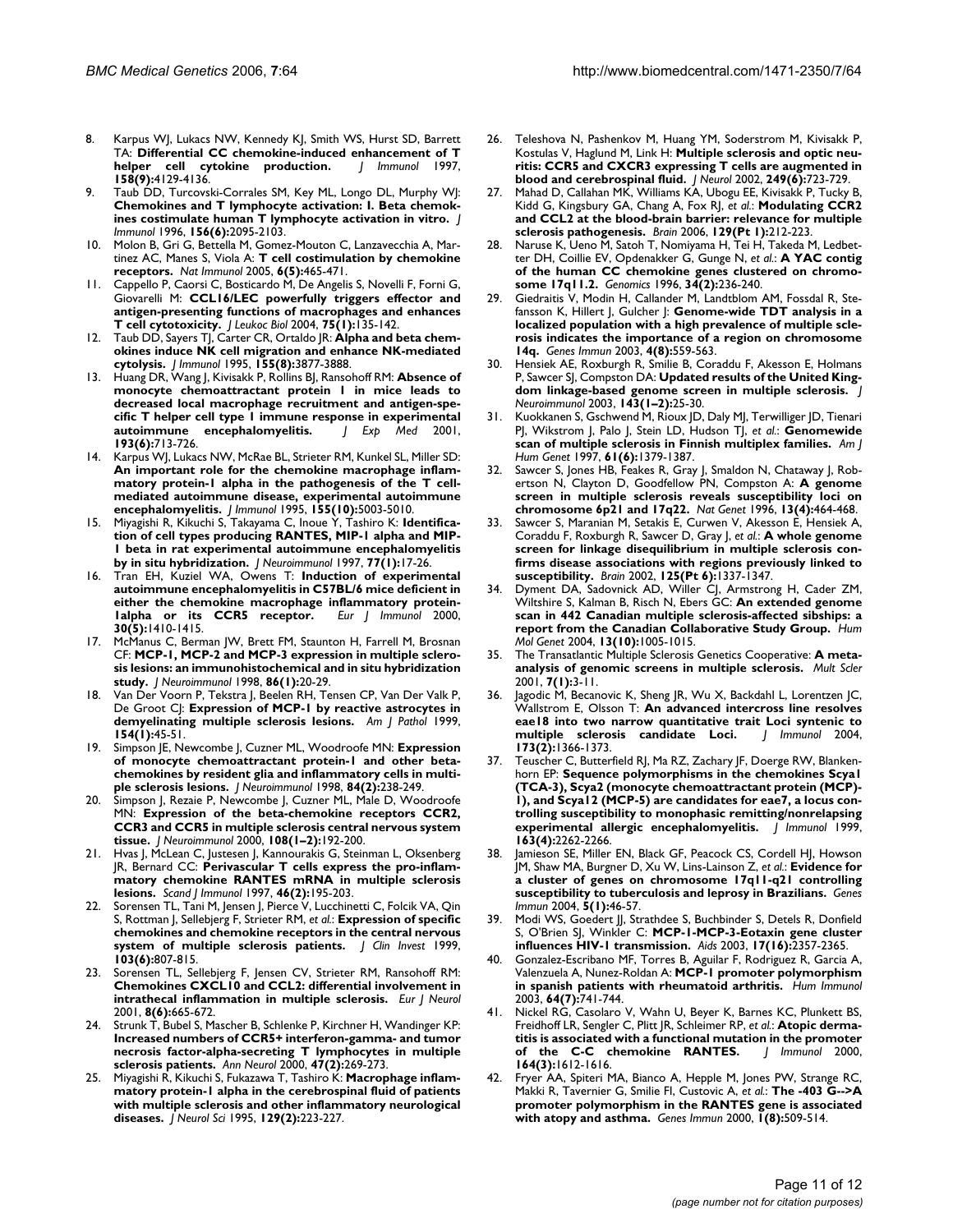8. Karpus WJ, Lukacs NW, Kennedy KJ, Smith WS, Hurst SD, Barrett TA: **Differential CC chemokine-induced enhancement of T helper cell cytokine production.** *J Immunol* 1997, **158(9):**4129-4136.
9. Taub DD, Turcovski-Corrales SM, Key ML, Longo DL, Murphy WJ: **Chemokines and T lymphocyte activation: I. Beta chemokines costimulate human T lymphocyte activation in vitro.** *J Immunol* 1996, **156(6):**2095-2103.
10. Molon B, Gri G, Bettella M, Gomez-Mouton C, Lanzavecchia A, Martinez AC, Manes S, Viola A: **T cell costimulation by chemokine receptors.** *Nat Immunol* 2005, **6(5):**465-471.
11. Cappello P, Caorsi C, Bosticardo M, De Angelis S, Novelli F, Forni G, Giovarelli M: **CCL16/LEC powerfully triggers effector and antigen-presenting functions of macrophages and enhances T cell cytotoxicity.** *J Leukoc Biol* 2004, **75(1):**135-142.
12. Taub DD, Sayers TJ, Carter CR, Ortaldo JR: **Alpha and beta chemokines induce NK cell migration and enhance NK-mediated cytolysis.** *J Immunol* 1995, **155(8):**3877-3888.
13. Huang DR, Wang J, Kivisakk P, Rollins BJ, Ransohoff RM: **Absence of monocyte chemoattractant protein 1 in mice leads to decreased local macrophage recruitment and antigen-specific T helper cell type 1 immune response in experimental autoimmune encephalomyelitis.** *J Exp Med* 2001, **193(6):**713-726.
14. Karpus WJ, Lukacs NW, McRae BL, Strieter RM, Kunkel SL, Miller SD: **An important role for the chemokine macrophage inflammatory protein-1 alpha in the pathogenesis of the T cell-mediated autoimmune disease, experimental autoimmune encephalomyelitis.** *J Immunol* 1995, **155(10):**5003-5010.
15. Miyagishi R, Kikuchi S, Takayama C, Inoue Y, Tashiro K: **Identification of cell types producing RANTES, MIP-1 alpha and MIP-1 beta in rat experimental autoimmune encephalomyelitis by in situ hybridization.** *J Neuroimmunol* 1997, **77(1):**17-26.
16. Tran EH, Kuziel WA, Owens T: **Induction of experimental autoimmune encephalomyelitis in C57BL/6 mice deficient in either the chemokine macrophage inflammatory protein-1alpha or its CCR5 receptor.** *Eur J Immunol* 2000, **30(5):**1410-1415.
17. McManus C, Berman JW, Brett FM, Staunton H, Farrell M, Brosnan CF: **MCP-1, MCP-2 and MCP-3 expression in multiple sclerosis lesions: an immunohistochemical and in situ hybridization study.** *J Neuroimmunol* 1998, **86(1):**20-29.
18. Van Der Voorn P, Tekstra J, Beelen RH, Tensen CP, Van Der Valk P, De Groot CJ: **Expression of MCP-1 by reactive astrocytes in demyelinating multiple sclerosis lesions.** *Am J Pathol* 1999, **154(1):**45-51.
19. Simpson JE, Newcombe J, Cuzner ML, Woodroofe MN: **Expression of monocyte chemoattractant protein-1 and other beta-chemokines by resident glia and inflammatory cells in multiple sclerosis lesions.** *J Neuroimmunol* 1998, **84(2):**238-249.
20. Simpson J, Rezaie P, Newcombe J, Cuzner ML, Male D, Woodroofe MN: **Expression of the beta-chemokine receptors CCR2, CCR3 and CCR5 in multiple sclerosis central nervous system tissue.** *J Neuroimmunol* 2000, **108(1–2):**192-200.
21. Hvas J, McLean C, Justesen J, Kannourakis G, Steinman L, Oksenberg JR, Bernard CC: **Perivascular T cells express the pro-inflammatory chemokine RANTES mRNA in multiple sclerosis lesions.** *Scand J Immunol* 1997, **46(2):**195-203.
22. Sorensen TL, Tani M, Jensen J, Pierce V, Lucchinetti C, Folcik VA, Qin S, Rottman J, Sellebjerg F, Strieter RM, *et al.*: **Expression of specific chemokines and chemokine receptors in the central nervous system of multiple sclerosis patients.** *J Clin Invest* 1999, **103(6):**807-815.
23. Sorensen TL, Sellebjerg F, Jensen CV, Strieter RM, Ransohoff RM: **Chemokines CXCL10 and CCL2: differential involvement in intrathecal inflammation in multiple sclerosis.** *Eur J Neurol* 2001, **8(6):**665-672.
24. Strunk T, Bubel S, Mascher B, Schlenke P, Kirchner H, Wandinger KP: **Increased numbers of CCR5+ interferon-gamma- and tumor necrosis factor-alpha-secreting T lymphocytes in multiple sclerosis patients.** *Ann Neurol* 2000, **47(2):**269-273.
25. Miyagishi R, Kikuchi S, Fukazawa T, Tashiro K: **Macrophage inflammatory protein-1 alpha in the cerebrospinal fluid of patients with multiple sclerosis and other inflammatory neurological diseases.** *J Neurol Sci* 1995, **129(2):**223-227.
26. Teleshova N, Pashenkov M, Huang YM, Soderstrom M, Kivisakk P, Kostulas V, Haglund M, Link H: **Multiple sclerosis and optic neuritis: CCR5 and CXCR3 expressing T cells are augmented in blood and cerebrospinal fluid.** *J Neurol* 2002, **249(6):**723-729.
27. Mahad D, Callahan MK, Williams KA, Ubogu EE, Kivisakk P, Tucky B, Kidd G, Kingsbury GA, Chang A, Fox RJ, *et al.*: **Modulating CCR2 and CCL2 at the blood-brain barrier: relevance for multiple sclerosis pathogenesis.** *Brain* 2006, **129(Pt 1):**212-223.
28. Naruse K, Ueno M, Satoh T, Nomiyama H, Tei H, Takeda M, Ledbetter DH, Coillie EV, Opdenakker G, Gunge N, *et al.*: **A YAC contig of the human CC chemokine genes clustered on chromosome 17q11.2.** *Genomics* 1996, **34(2):**236-240.
29. Giedraitis V, Modin H, Callander M, Landtblom AM, Fossdal R, Stefansson K, Hillert J, Gulcher J: **Genome-wide TDT analysis in a localized population with a high prevalence of multiple sclerosis indicates the importance of a region on chromosome 14q.** *Genes Immun* 2003, **4(8):**559-563.
30. Hensiek AE, Roxburgh R, Smilie B, Coraddu F, Akesson E, Holmans P, Sawcer SJ, Compston DA: **Updated results of the United Kingdom linkage-based genome screen in multiple sclerosis.** *J Neuroimmunol* 2003, **143(1–2):**25-30.
31. Kuokkanen S, Gschwend M, Rioux JD, Daly MJ, Terwilliger JD, Tienari PJ, Wikstrom J, Palo J, Stein LD, Hudson TJ, *et al.*: **Genomewide scan of multiple sclerosis in Finnish multiplex families.** *Am J Hum Genet* 1997, **61(6):**1379-1387.
32. Sawcer S, Jones HB, Feakes R, Gray J, Smaldon N, Chataway J, Robertson N, Clayton D, Goodfellow PN, Compston A: **A genome screen in multiple sclerosis reveals susceptibility loci on chromosome 6p21 and 17q22.** *Nat Genet* 1996, **13(4):**464-468.
33. Sawcer S, Maranian M, Setakis E, Curwen V, Akesson E, Hensiek A, Coraddu F, Roxburgh R, Sawcer D, Gray J, *et al.*: **A whole genome screen for linkage disequilibrium in multiple sclerosis confirms disease associations with regions previously linked to susceptibility.** *Brain* 2002, **125(Pt 6):**1337-1347.
34. Dyment DA, Sadovnick AD, Willer CJ, Armstrong H, Cader ZM, Wiltshire S, Kalman B, Risch N, Ebers GC: **An extended genome scan in 442 Canadian multiple sclerosis-affected sibships: a report from the Canadian Collaborative Study Group.** *Hum Mol Genet* 2004, **13(10):**1005-1015.
35. The Transatlantic Multiple Sclerosis Genetics Cooperative: **A meta-analysis of genomic screens in multiple sclerosis.** *Mult Scler* 2001, **7(1):**3-11.
36. Jagodic M, Becanovic K, Sheng JR, Wu X, Backdahl L, Lorentzen JC, Wallstrom E, Olsson T: **An advanced intercross line resolves eae18 into two narrow quantitative trait Loci syntenic to multiple sclerosis candidate Loci.** *J Immunol* 2004, **173(2):**1366-1373.
37. Teuscher C, Butterfield RJ, Ma RZ, Zachary JF, Doerge RW, Blankenhorn EP: **Sequence polymorphisms in the chemokines Scya1 (TCA-3), Scya2 (monocyte chemoattractant protein (MCP)-1), and Scya12 (MCP-5) are candidates for eae7, a locus controlling susceptibility to monophasic remitting/nonrelapsing experimental allergic encephalomyelitis.** *J Immunol* 1999, **163(4):**2262-2266.
38. Jamieson SE, Miller EN, Black GF, Peacock CS, Cordell HJ, Howson JM, Shaw MA, Burgner D, Xu W, Lins-Lainson Z, *et al.*: **Evidence for a cluster of genes on chromosome 17q11-q21 controlling susceptibility to tuberculosis and leprosy in Brazilians.** *Genes Immun* 2004, **5(1):**46-57.
39. Modi WS, Goedert JJ, Strathdee S, Buchbinder S, Detels R, Donfield S, O'Brien SJ, Winkler C: **MCP-1-MCP-3-Eotaxin gene cluster influences HIV-1 transmission.** *Aids* 2003, **17(16):**2357-2365.
40. Gonzalez-Escribano MF, Torres B, Aguilar F, Rodriguez R, Garcia A, Valenzuela A, Nunez-Roldan A: **MCP-1 promoter polymorphism in spanish patients with rheumatoid arthritis.** *Hum Immunol* 2003, **64(7):**741-744.
41. Nickel RG, Casolaro V, Wahn U, Beyer K, Barnes KC, Plunkett BS, Freidhoff LR, Sengler C, Plitt JR, Schleimer RP, *et al.*: **Atopic dermatitis is associated with a functional mutation in the promoter of the C-C chemokine RANTES.** *J Immunol* 2000, **164(3):**1612-1616.
42. Fryer AA, Spiteri MA, Bianco A, Hepple M, Jones PW, Strange RC, Makki R, Tavernier G, Smilie FI, Custovic A, *et al.*: **The -403 G-->A promoter polymorphism in the RANTES gene is associated with atopy and asthma.** *Genes Immun* 2000, **1(8):**509-514.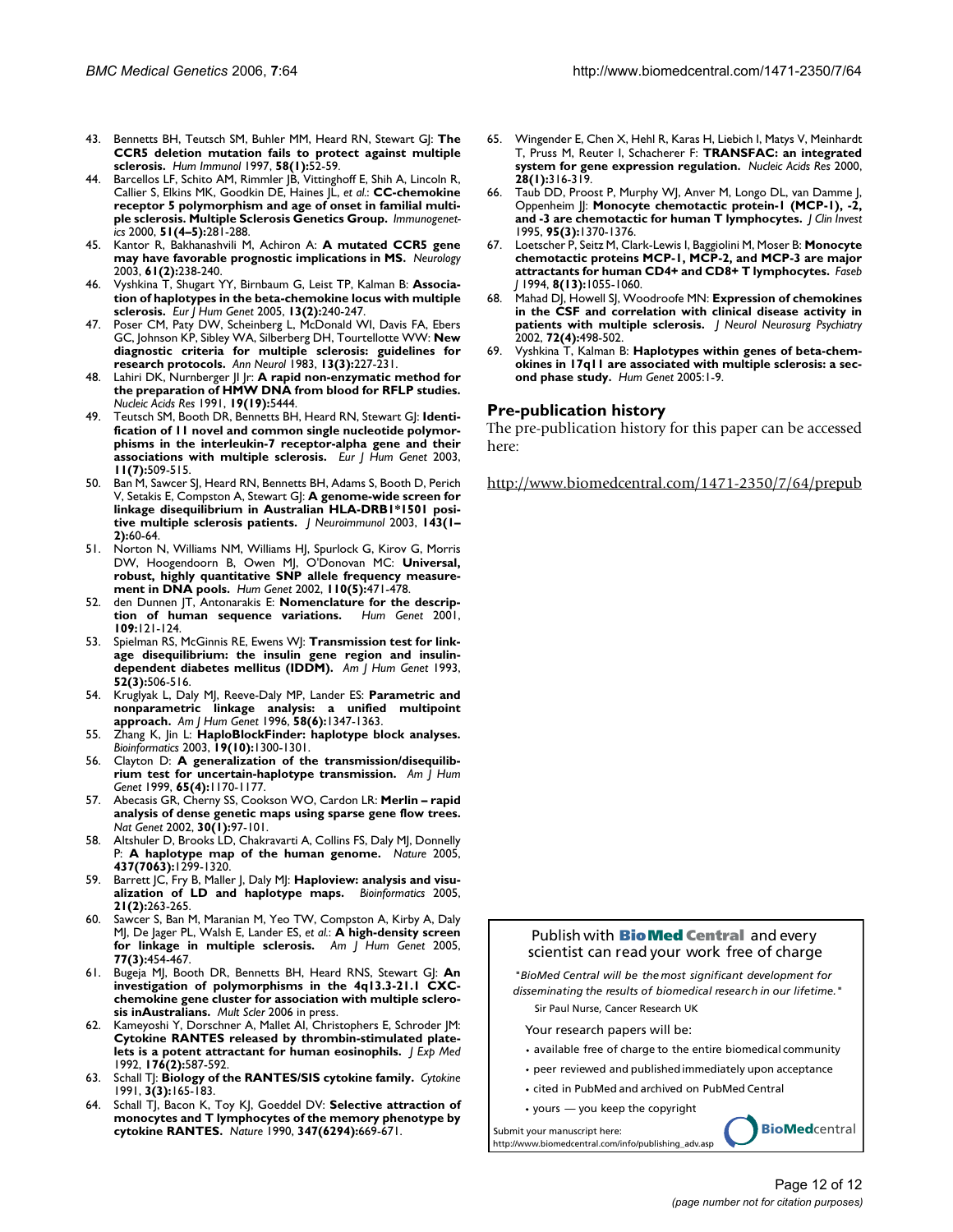43. Bennetts BH, Teutsch SM, Buhler MM, Heard RN, Stewart GJ: **The CCR5 deletion mutation fails to protect against multiple sclerosis.** *Hum Immunol* 1997, **58(1):**52-59.
44. Barcellos LF, Schito AM, Rimmler JB, Vittinghoff E, Shih A, Lincoln R, Callier S, Elkins MK, Goodkin DE, Haines JL, *et al.*: **CC-chemokine receptor 5 polymorphism and age of onset in familial multiple sclerosis. Multiple Sclerosis Genetics Group.** *Immunogenetics* 2000, **51(4–5):**281-288.
45. Kantor R, Bakhanashvili M, Achiron A: **A mutated CCR5 gene may have favorable prognostic implications in MS.** *Neurology* 2003, **61(2):**238-240.
46. Vyshkina T, Shugart YY, Birnbaum G, Leist TP, Kalman B: **Association of haplotypes in the beta-chemokine locus with multiple sclerosis.** *Eur J Hum Genet* 2005, **13(2):**240-247.
47. Poser CM, Paty DW, Scheinberg L, McDonald WI, Davis FA, Ebers GC, Johnson KP, Sibley WA, Silberberg DH, Tourtellotte WW: **New diagnostic criteria for multiple sclerosis: guidelines for research protocols.** *Ann Neurol* 1983, **13(3):**227-231.
48. Lahiri DK, Nurnberger JI Jr: **A rapid non-enzymatic method for the preparation of HMW DNA from blood for RFLP studies.** *Nucleic Acids Res* 1991, **19(19):**5444.
49. Teutsch SM, Booth DR, Bennetts BH, Heard RN, Stewart GJ: **Identification of 11 novel and common single nucleotide polymorphisms in the interleukin-7 receptor-alpha gene and their associations with multiple sclerosis.** *Eur J Hum Genet* 2003, **11(7):**509-515.
50. Ban M, Sawcer SJ, Heard RN, Bennetts BH, Adams S, Booth D, Perich V, Setakis E, Compston A, Stewart GJ: **A genome-wide screen for linkage disequilibrium in Australian HLA-DRB1*1501 positive multiple sclerosis patients.** *J Neuroimmunol* 2003, **143(1–2):**60-64.
51. Norton N, Williams NM, Williams HJ, Spurlock G, Kirov G, Morris DW, Hoogendoorn B, Owen MJ, O'Donovan MC: **Universal, robust, highly quantitative SNP allele frequency measurement in DNA pools.** *Hum Genet* 2002, **110(5):**471-478.
52. den Dunnen JT, Antonarakis E: **Nomenclature for the description of human sequence variations.** *Hum Genet* 2001, **109:**121-124.
53. Spielman RS, McGinnis RE, Ewens WJ: **Transmission test for linkage disequilibrium: the insulin gene region and insulin-dependent diabetes mellitus (IDDM).** *Am J Hum Genet* 1993, **52(3):**506-516.
54. Kruglyak L, Daly MJ, Reeve-Daly MP, Lander ES: **Parametric and nonparametric linkage analysis: a unified multipoint approach.** *Am J Hum Genet* 1996, **58(6):**1347-1363.
55. Zhang K, Jin L: **HaploBlockFinder: haplotype block analyses.** *Bioinformatics* 2003, **19(10):**1300-1301.
56. Clayton D: **A generalization of the transmission/disequilibrium test for uncertain-haplotype transmission.** *Am J Hum Genet* 1999, **65(4):**1170-1177.
57. Abecasis GR, Cherny SS, Cookson WO, Cardon LR: **Merlin – rapid analysis of dense genetic maps using sparse gene flow trees.** *Nat Genet* 2002, **30(1):**97-101.
58. Altshuler D, Brooks LD, Chakravarti A, Collins FS, Daly MJ, Donnelly P: **A haplotype map of the human genome.** *Nature* 2005, **437(7063):**1299-1320.
59. Barrett JC, Fry B, Maller J, Daly MJ: **Haploview: analysis and visualization of LD and haplotype maps.** *Bioinformatics* 2005, **21(2):**263-265.
60. Sawcer S, Ban M, Maranian M, Yeo TW, Compston A, Kirby A, Daly MJ, De Jager PL, Walsh E, Lander ES, *et al.*: **A high-density screen for linkage in multiple sclerosis.** *Am J Hum Genet* 2005, **77(3):**454-467.
61. Bugeja MJ, Booth DR, Bennetts BH, Heard RNS, Stewart GJ: **An investigation of polymorphisms in the 4q13.3-21.1 CXC-chemokine gene cluster for association with multiple sclerosis inAustralians.** *Mult Scler* 2006 in press.
62. Kameyoshi Y, Dorschner A, Mallet AI, Christophers E, Schroder JM: **Cytokine RANTES released by thrombin-stimulated platelets is a potent attractant for human eosinophils.** *J Exp Med* 1992, **176(2):**587-592.
63. Schall TJ: **Biology of the RANTES/SIS cytokine family.** *Cytokine* 1991, **3(3):**165-183.
64. Schall TJ, Bacon K, Toy KJ, Goeddel DV: **Selective attraction of monocytes and T lymphocytes of the memory phenotype by cytokine RANTES.** *Nature* 1990, **347(6294):**669-671.
65. Wingender E, Chen X, Hehl R, Karas H, Liebich I, Matys V, Meinhardt T, Pruss M, Reuter I, Schacherer F: **TRANSFAC: an integrated system for gene expression regulation.** *Nucleic Acids Res* 2000, **28(1):**316-319.
66. Taub DD, Proost P, Murphy WJ, Anver M, Longo DL, van Damme J, Oppenheim JJ: **Monocyte chemotactic protein-1 (MCP-1), -2, and -3 are chemotactic for human T lymphocytes.** *J Clin Invest* 1995, **95(3):**1370-1376.
67. Loetscher P, Seitz M, Clark-Lewis I, Baggiolini M, Moser B: **Monocyte chemotactic proteins MCP-1, MCP-2, and MCP-3 are major attractants for human CD4+ and CD8+ T lymphocytes.** *Faseb J* 1994, **8(13):**1055-1060.
68. Mahad DJ, Howell SJ, Woodroofe MN: **Expression of chemokines in the CSF and correlation with clinical disease activity in patients with multiple sclerosis.** *J Neurol Neurosurg Psychiatry* 2002, **72(4):**498-502.
69. Vyshkina T, Kalman B: **Haplotypes within genes of beta-chemokines in 17q11 are associated with multiple sclerosis: a second phase study.** *Hum Genet* 2005:1-9.

## Pre-publication history

The pre-publication history for this paper can be accessed here:

http://www.biomedcentral.com/1471-2350/7/64/prepub

Publish with **BioMed Central** and every scientist can read your work free of charge

*"BioMed Central will be the most significant development for disseminating the results of biomedical research in our lifetime."*

Sir Paul Nurse, Cancer Research UK

Your research papers will be:

- available free of charge to the entire biomedical community
- peer reviewed and published immediately upon acceptance
- cited in PubMed and archived on PubMed Central
- yours — you keep the copyright

Submit your manuscript here:
http://www.biomedcentral.com/info/publishing_adv.asp

BioMedcentral